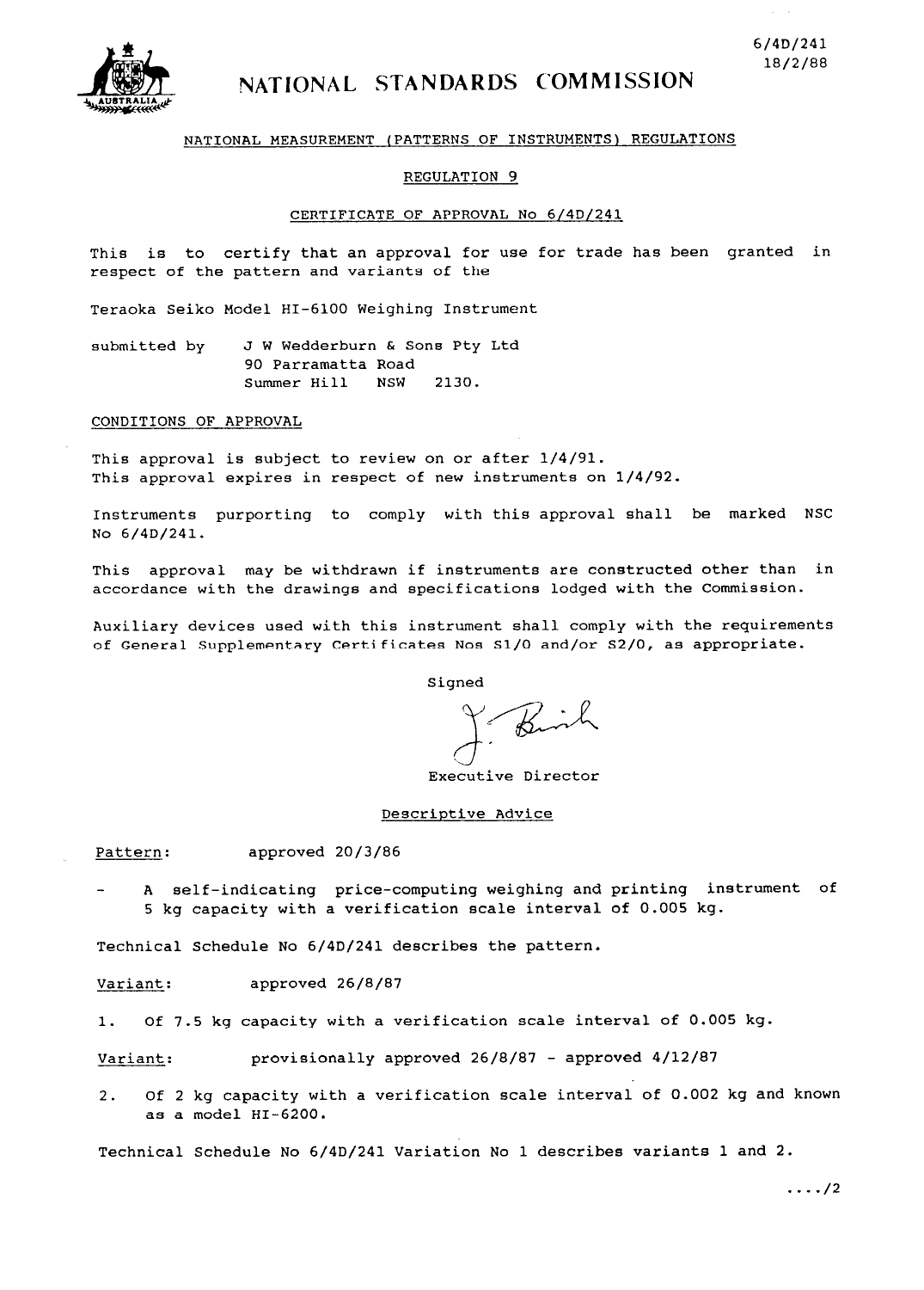6/4D/241
18/2/88

# NATIONAL STANDARDS COMMISSION

NATIONAL MEASUREMENT (PATTERNS OF INSTRUMENTS) REGULATIONS

REGULATION 9

CERTIFICATE OF APPROVAL No 6/4D/241

This is to certify that an approval for use for trade has been granted in respect of the pattern and variants of the

Teraoka Seiko Model HI-6100 Weighing Instrument

submitted by J W Wedderburn & Sons Pty Ltd
90 Parramatta Road
Summer Hill NSW 2130.

CONDITIONS OF APPROVAL

This approval is subject to review on or after 1/4/91.
This approval expires in respect of new instruments on 1/4/92.

Instruments purporting to comply with this approval shall be marked NSC No 6/4D/241.

This approval may be withdrawn if instruments are constructed other than in accordance with the drawings and specifications lodged with the Commission.

Auxiliary devices used with this instrument shall comply with the requirements of General Supplementary Certificates Nos S1/0 and/or S2/0, as appropriate.

Signed

Executive Director

Descriptive Advice

Pattern: approved 20/3/86

- A self-indicating price-computing weighing and printing instrument of 5 kg capacity with a verification scale interval of 0.005 kg.

Technical Schedule No 6/4D/241 describes the pattern.

Variant: approved 26/8/87

1. Of 7.5 kg capacity with a verification scale interval of 0.005 kg.

Variant: provisionally approved 26/8/87 - approved 4/12/87

2. Of 2 kg capacity with a verification scale interval of 0.002 kg and known as a model HI-6200.

Technical Schedule No 6/4D/241 Variation No 1 describes variants 1 and 2.

..../2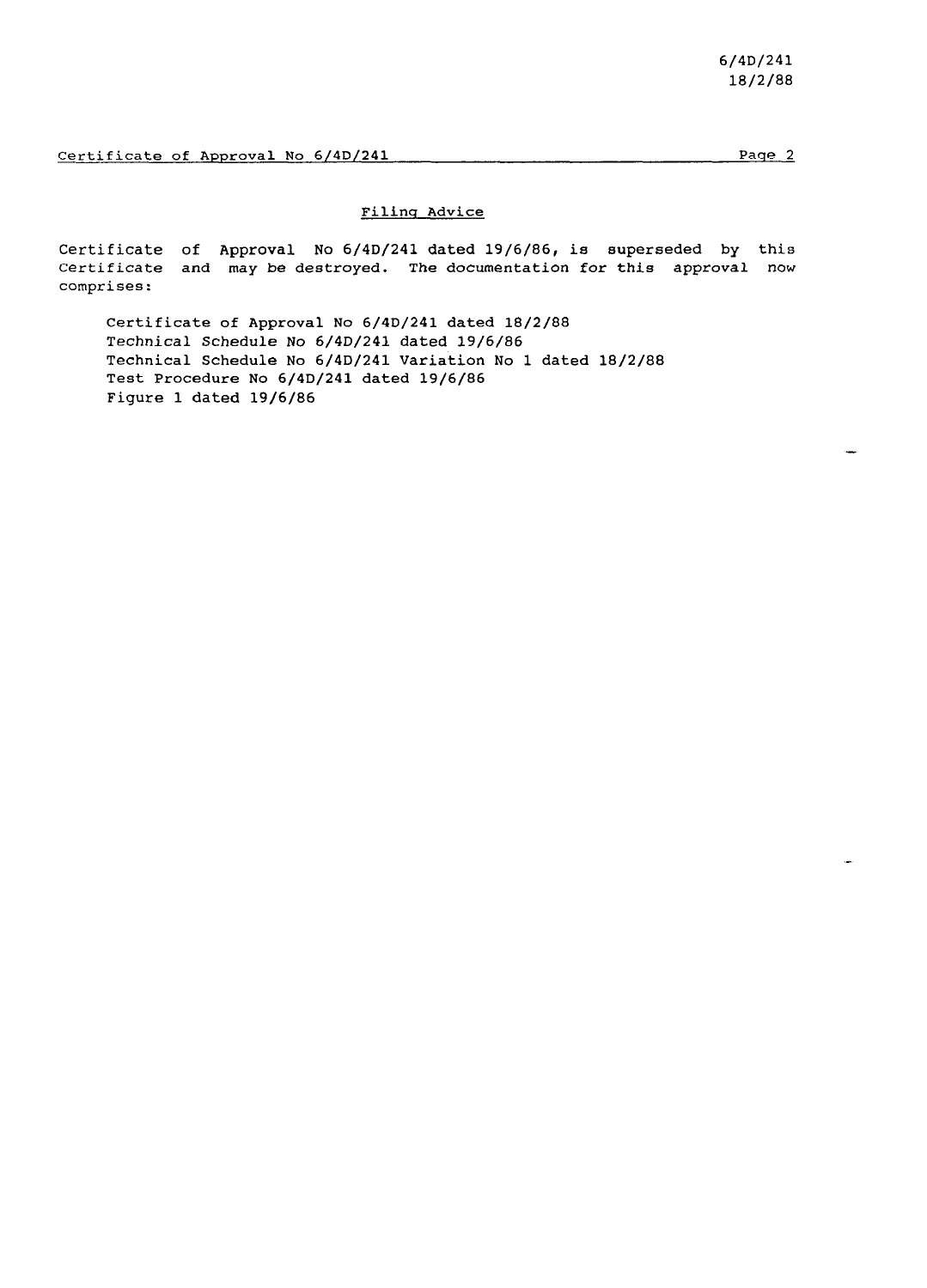## Filing Advice

Certificate of Approval No 6/4D/241 dated 19/6/86, is superseded by this Certificate and may be destroyed. The documentation for this approval now comprises:

- Certificate of Approval No 6/4D/241 dated 18/2/88
- Technical Schedule No 6/4D/241 dated 19/6/86
- Technical Schedule No 6/4D/241 Variation No 1 dated 18/2/88
- Test Procedure No 6/4D/241 dated 19/6/86
- Figure 1 dated 19/6/86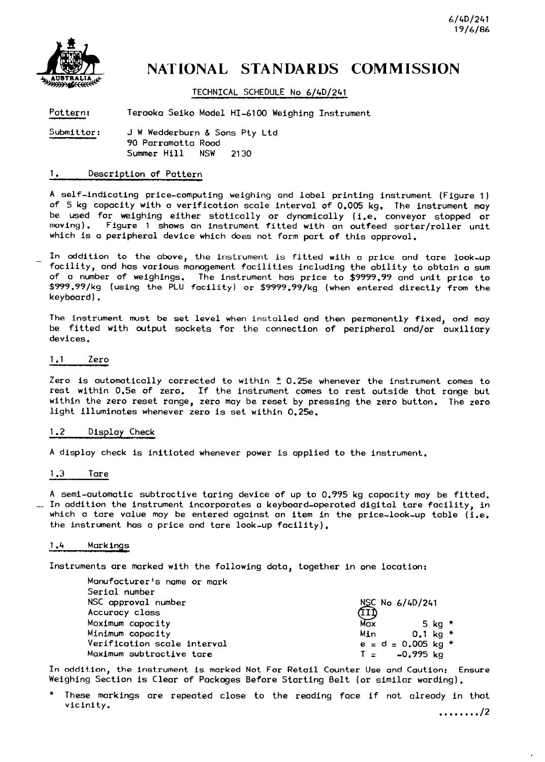6/4D/241
19/6/86

# NATIONAL STANDARDS COMMISSION

TECHNICAL SCHEDULE No 6/4D/241

Pattern: Teraoka Seiko Model HI-6100 Weighing Instrument

Submittor: J W Wedderburn & Sons Pty Ltd
90 Parramatta Road
Summer Hill NSW 2130

## 1. Description of Pattern

A self-indicating price-computing weighing and label printing instrument (Figure 1) of 5 kg capacity with a verification scale interval of 0.005 kg. The instrument may be used for weighing either statically or dynamically (i.e. conveyor stopped or moving). Figure 1 shows an instrument fitted with an outfeed sorter/roller unit which is a peripheral device which does not form part of this approval.

In addition to the above, the instrument is fitted with a price and tare look-up facility, and has various management facilities including the ability to obtain a sum of a number of weighings. The instrument has price to $9999.99 and unit price to $999.99/kg (using the PLU facility) or $9999.99/kg (when entered directly from the keyboard).

The instrument must be set level when installed and then permanently fixed, and may be fitted with output sockets for the connection of peripheral and/or auxiliary devices.

### 1.1 Zero

Zero is automatically corrected to within ± 0.25e whenever the instrument comes to rest within 0.5e of zero. If the instrument comes to rest outside that range but within the zero reset range, zero may be reset by pressing the zero button. The zero light illuminates whenever zero is set within 0.25e.

### 1.2 Display Check

A display check is initiated whenever power is applied to the instrument.

### 1.3 Tare

A semi-automatic subtractive taring device of up to 0.995 kg capacity may be fitted. In addition the instrument incorporates a keyboard-operated digital tare facility, in which a tare value may be entered against an item in the price-look-up table (i.e. the instrument has a price and tare look-up facility).

### 1.4 Markings

Instruments are marked with the following data, together in one location:

| | |
|---|---|
| Manufacturer's name or mark | |
| Serial number | |
| NSC approval number | NSC No 6/4D/241 |
| Accuracy class | (III) |
| Maximum capacity | Max 5 kg * |
| Minimum capacity | Min 0.1 kg * |
| Verification scale interval | e = d = 0.005 kg * |
| Maximum subtractive tare | T = -0.995 kg |

In addition, the instrument is marked Not For Retail Counter Use and Caution: Ensure Weighing Section is Clear of Packages Before Starting Belt (or similar wording).

\* These markings are repeated close to the reading face if not already in that vicinity.

......../2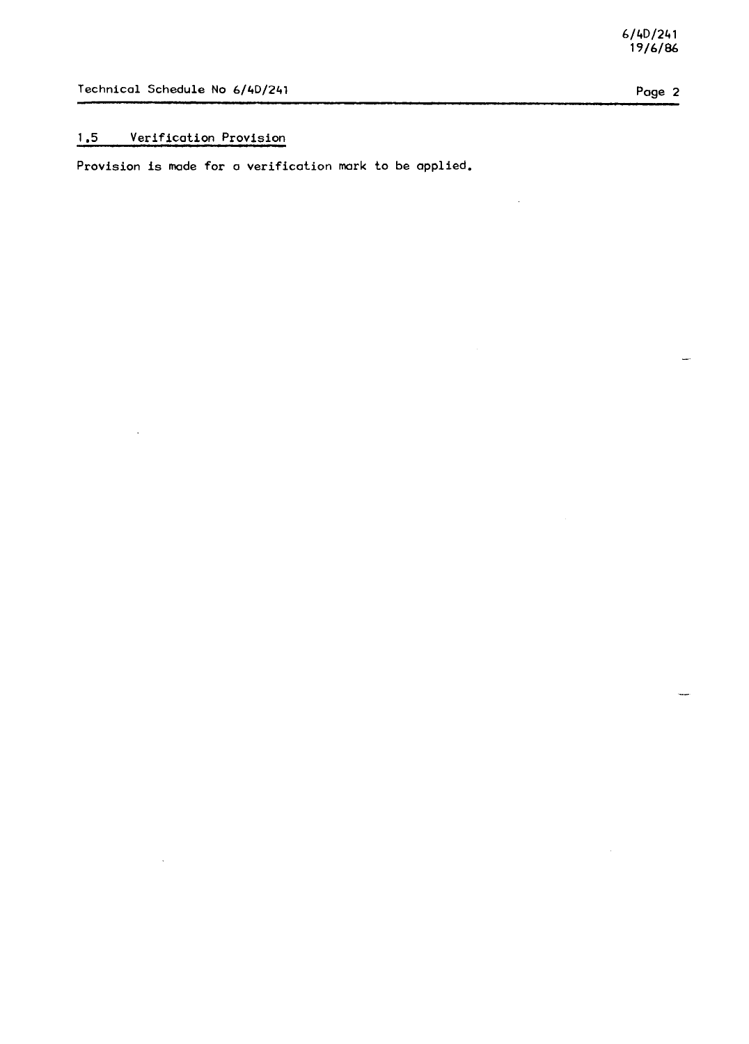## 1.5 Verification Provision

Provision is made for a verification mark to be applied.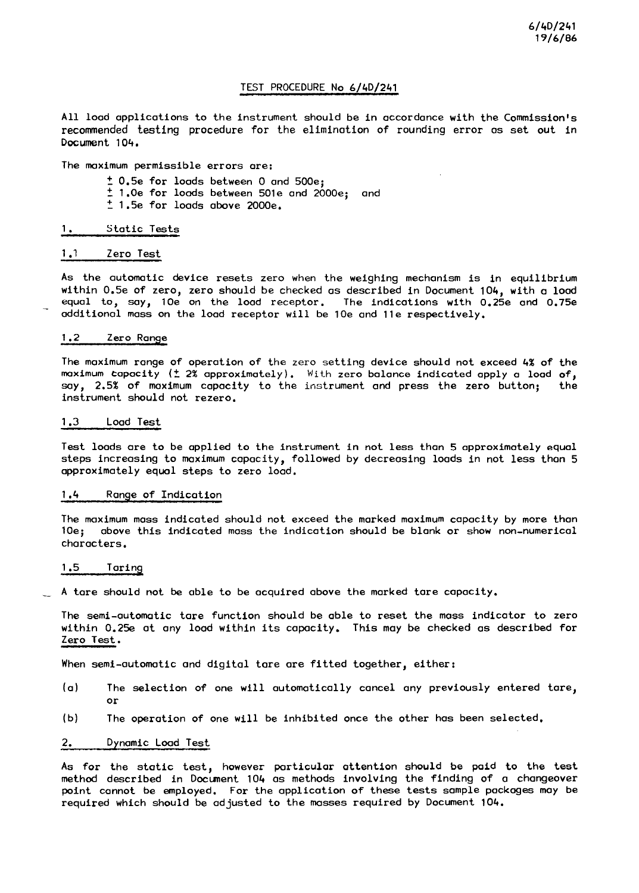6/4D/241
19/6/86

# TEST PROCEDURE No 6/4D/241

All load applications to the instrument should be in accordance with the Commission's recommended testing procedure for the elimination of rounding error as set out in Document 104.

The maximum permissible errors are:

± 0.5e for loads between 0 and 500e;
± 1.0e for loads between 501e and 2000e; and
± 1.5e for loads above 2000e.

## 1. Static Tests

### 1.1 Zero Test

As the automatic device resets zero when the weighing mechanism is in equilibrium within 0.5e of zero, zero should be checked as described in Document 104, with a load equal to, say, 10e on the load receptor. The indications with 0.25e and 0.75e additional mass on the load receptor will be 10e and 11e respectively.

### 1.2 Zero Range

The maximum range of operation of the zero setting device should not exceed 4% of the maximum capacity (± 2% approximately). With zero balance indicated apply a load of, say, 2.5% of maximum capacity to the instrument and press the zero button; the instrument should not rezero.

### 1.3 Load Test

Test loads are to be applied to the instrument in not less than 5 approximately equal steps increasing to maximum capacity, followed by decreasing loads in not less than 5 approximately equal steps to zero load.

### 1.4 Range of Indication

The maximum mass indicated should not exceed the marked maximum capacity by more than 10e; above this indicated mass the indication should be blank or show non-numerical characters.

### 1.5 Taring

A tare should not be able to be acquired above the marked tare capacity.

The semi-automatic tare function should be able to reset the mass indicator to zero within 0.25e at any load within its capacity. This may be checked as described for Zero Test.

When semi-automatic and digital tare are fitted together, either:

(a) The selection of one will automatically cancel any previously entered tare, or

(b) The operation of one will be inhibited once the other has been selected.

## 2. Dynamic Load Test

As for the static test, however particular attention should be paid to the test method described in Document 104 as methods involving the finding of a changeover point cannot be employed. For the application of these tests sample packages may be required which should be adjusted to the masses required by Document 104.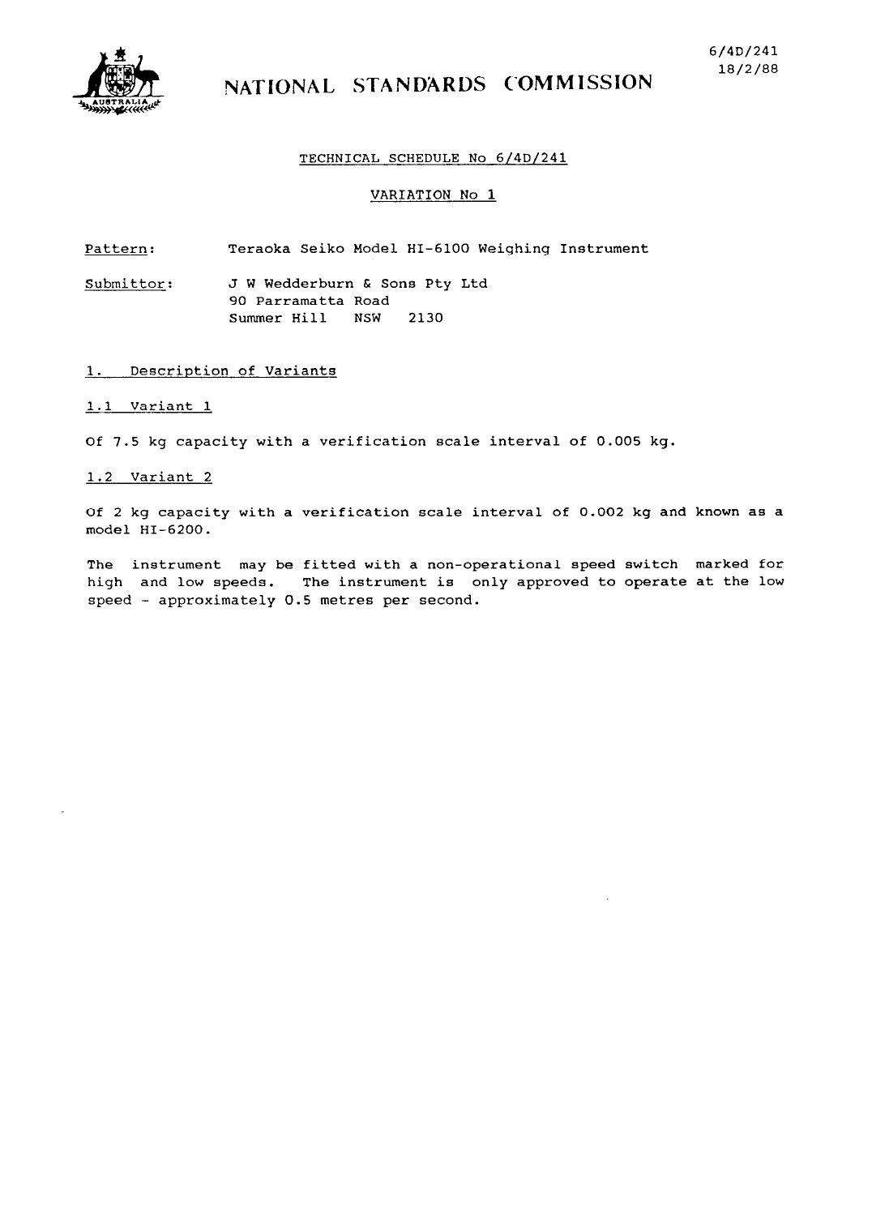6/4D/241
18/2/88

# NATIONAL STANDARDS COMMISSION

TECHNICAL SCHEDULE No 6/4D/241

VARIATION No 1

Pattern: Teraoka Seiko Model HI-6100 Weighing Instrument

Submittor: J W Wedderburn & Sons Pty Ltd
90 Parramatta Road
Summer Hill NSW 2130

## 1. Description of Variants

### 1.1 Variant 1

Of 7.5 kg capacity with a verification scale interval of 0.005 kg.

### 1.2 Variant 2

Of 2 kg capacity with a verification scale interval of 0.002 kg and known as a model HI-6200.

The instrument may be fitted with a non-operational speed switch marked for high and low speeds. The instrument is only approved to operate at the low speed - approximately 0.5 metres per second.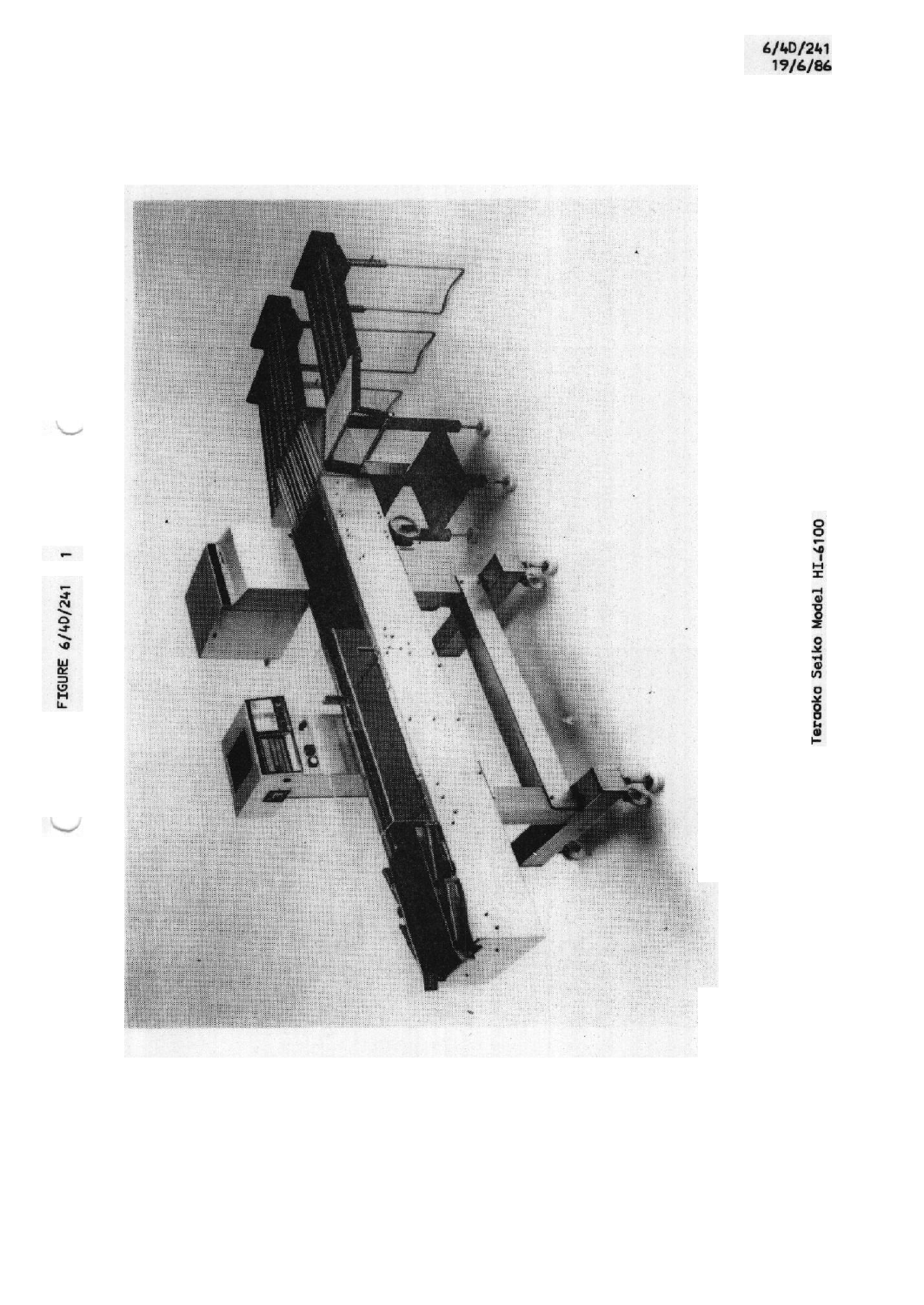6/4D/241
19/6/86

FIGURE 6/4D/241 1

Teraoka Seiko Model HI-6100